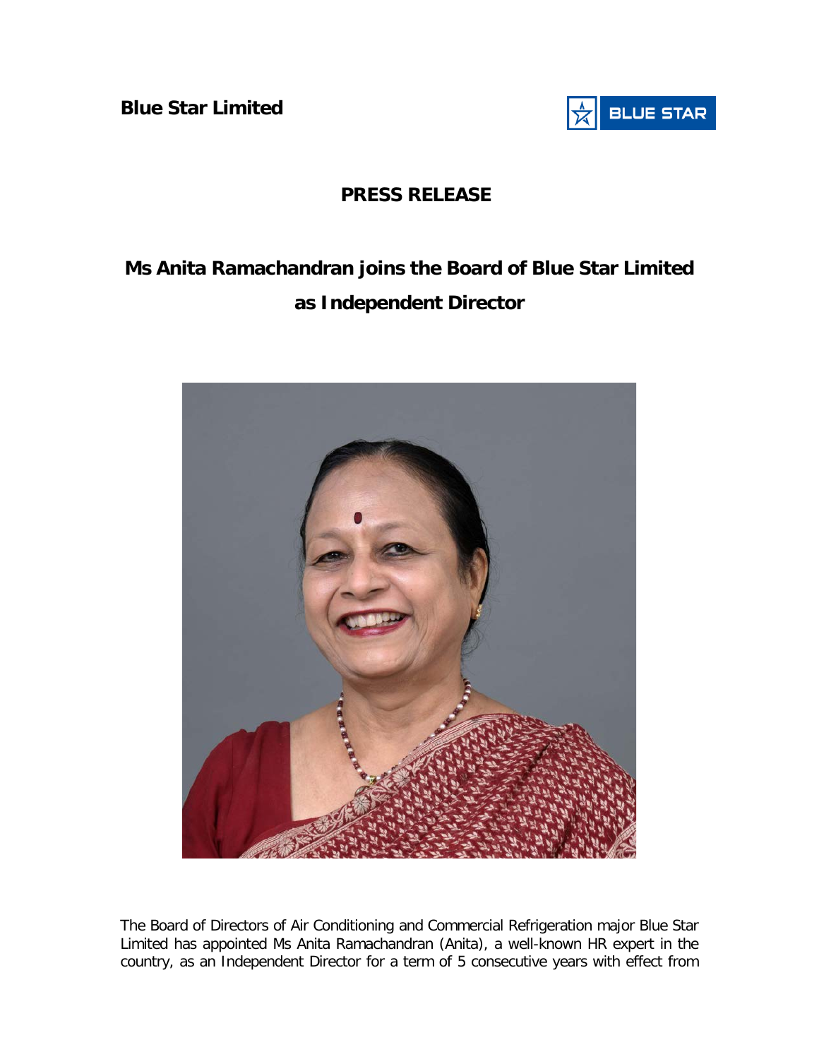**Blue Star Limited**

# PRESS RELEASE

## Ms Anita Ramachandran joins the Board of Blue Star Limited as Independent Director

The Board of Directors of Air Conditioning and Commercial Refrigeration major Blue Star Limited has appointed Ms Anita Ramachandran (Anita), a well-known HR expert in the country, as an Independent Director for a term of 5 consecutive years with effect from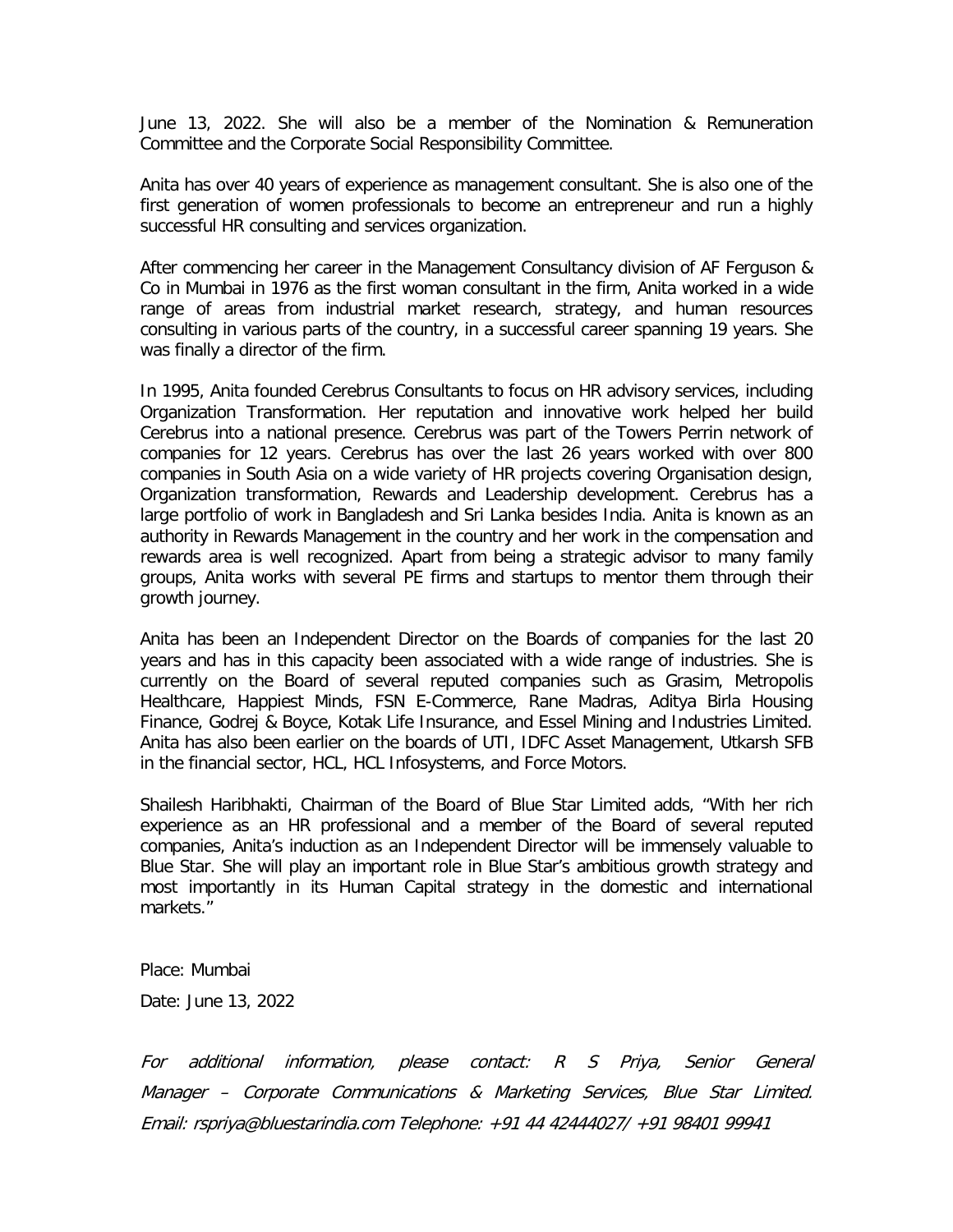June 13, 2022. She will also be a member of the Nomination & Remuneration Committee and the Corporate Social Responsibility Committee.

Anita has over 40 years of experience as management consultant. She is also one of the first generation of women professionals to become an entrepreneur and run a highly successful HR consulting and services organization.

After commencing her career in the Management Consultancy division of AF Ferguson & Co in Mumbai in 1976 as the first woman consultant in the firm, Anita worked in a wide range of areas from industrial market research, strategy, and human resources consulting in various parts of the country, in a successful career spanning 19 years. She was finally a director of the firm.

In 1995, Anita founded Cerebrus Consultants to focus on HR advisory services, including Organization Transformation. Her reputation and innovative work helped her build Cerebrus into a national presence. Cerebrus was part of the Towers Perrin network of companies for 12 years. Cerebrus has over the last 26 years worked with over 800 companies in South Asia on a wide variety of HR projects covering Organisation design, Organization transformation, Rewards and Leadership development. Cerebrus has a large portfolio of work in Bangladesh and Sri Lanka besides India. Anita is known as an authority in Rewards Management in the country and her work in the compensation and rewards area is well recognized. Apart from being a strategic advisor to many family groups, Anita works with several PE firms and startups to mentor them through their growth journey.

Anita has been an Independent Director on the Boards of companies for the last 20 years and has in this capacity been associated with a wide range of industries. She is currently on the Board of several reputed companies such as Grasim, Metropolis Healthcare, Happiest Minds, FSN E-Commerce, Rane Madras, Aditya Birla Housing Finance, Godrej & Boyce, Kotak Life Insurance, and Essel Mining and Industries Limited. Anita has also been earlier on the boards of UTI, IDFC Asset Management, Utkarsh SFB in the financial sector, HCL, HCL Infosystems, and Force Motors.

Shailesh Haribhakti, Chairman of the Board of Blue Star Limited adds, "With her rich experience as an HR professional and a member of the Board of several reputed companies, Anita's induction as an Independent Director will be immensely valuable to Blue Star. She will play an important role in Blue Star's ambitious growth strategy and most importantly in its Human Capital strategy in the domestic and international markets."

Place: Mumbai

Date: June 13, 2022

*For additional information, please contact: R S Priya, Senior General Manager – Corporate Communications & Marketing Services, Blue Star Limited. Email: rspriya@bluestarindia.com Telephone: +91 44 42444027/ +91 98401 99941*